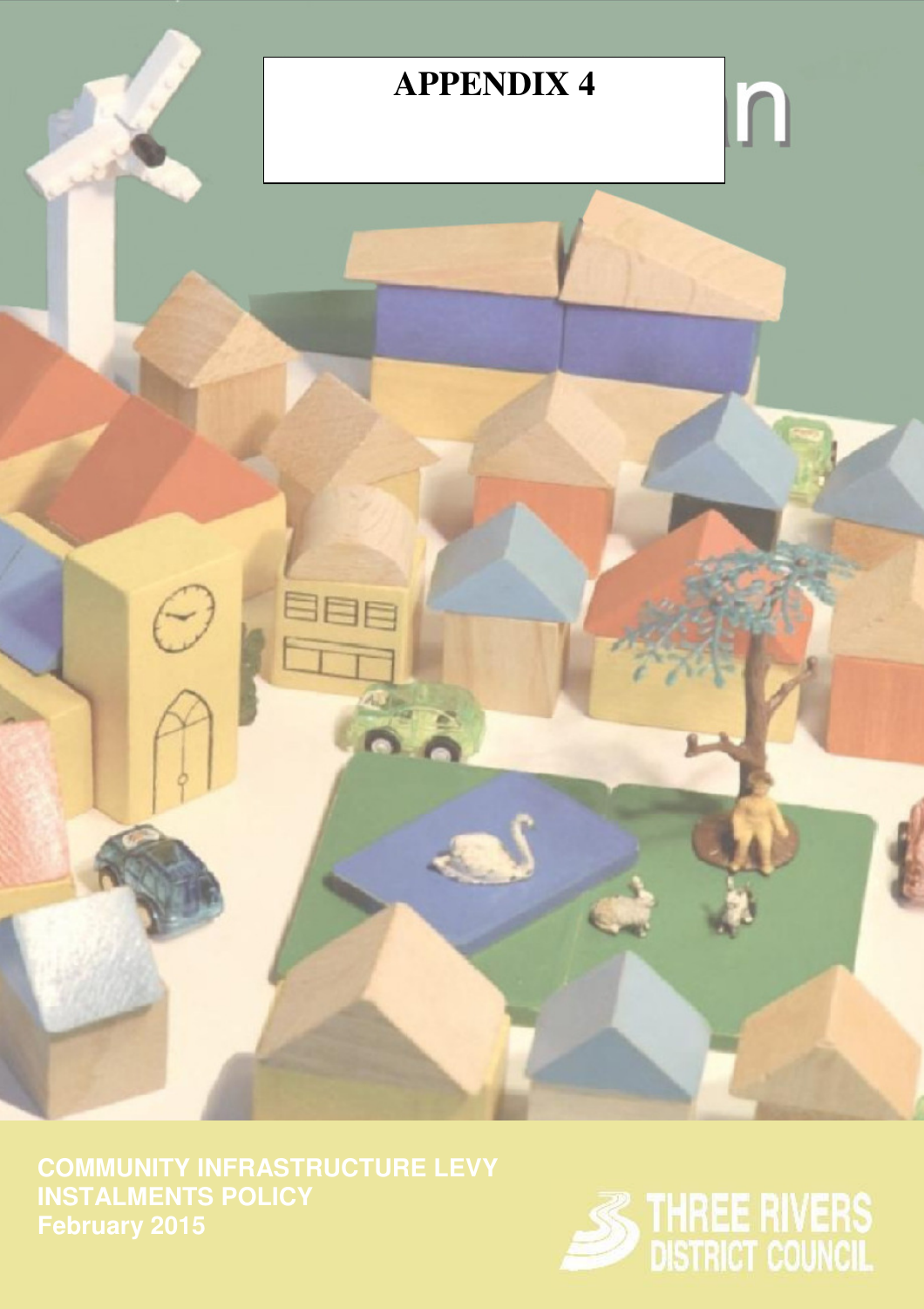# APPENDIX 4

**COMMUNITY INFRASTRUCTURE LEVY INSTALMENTS POLICY**
**February 2015**

THREE RIVERS DISTRICT COUNCIL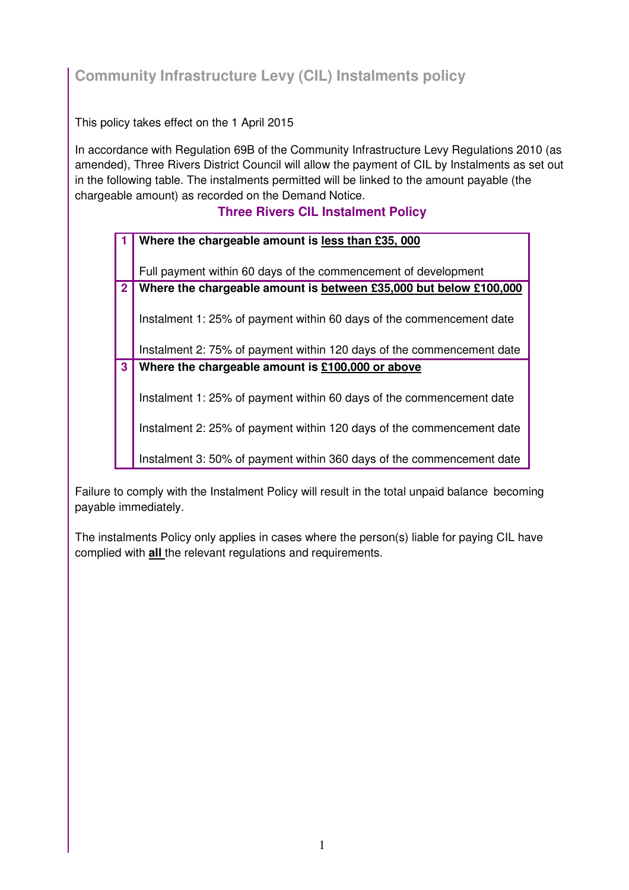## Community Infrastructure Levy (CIL) Instalments policy

This policy takes effect on the 1 April 2015

In accordance with Regulation 69B of the Community Infrastructure Levy Regulations 2010 (as amended), Three Rivers District Council will allow the payment of CIL by Instalments as set out in the following table. The instalments permitted will be linked to the amount payable (the chargeable amount) as recorded on the Demand Notice.

### Three Rivers CIL Instalment Policy

| | |
|---|---|
| **1** | **Where the chargeable amount is <u>less than £35, 000</u>**<br><br>Full payment within 60 days of the commencement of development |
| **2** | **Where the chargeable amount is <u>between £35,000 but below £100,000</u>**<br><br>Instalment 1: 25% of payment within 60 days of the commencement date<br><br>Instalment 2: 75% of payment within 120 days of the commencement date |
| **3** | **Where the chargeable amount is <u>£100,000 or above</u>**<br><br>Instalment 1: 25% of payment within 60 days of the commencement date<br><br>Instalment 2: 25% of payment within 120 days of the commencement date<br><br>Instalment 3: 50% of payment within 360 days of the commencement date |

Failure to comply with the Instalment Policy will result in the total unpaid balance becoming payable immediately.

The instalments Policy only applies in cases where the person(s) liable for paying CIL have complied with **<u>all</u>** the relevant regulations and requirements.